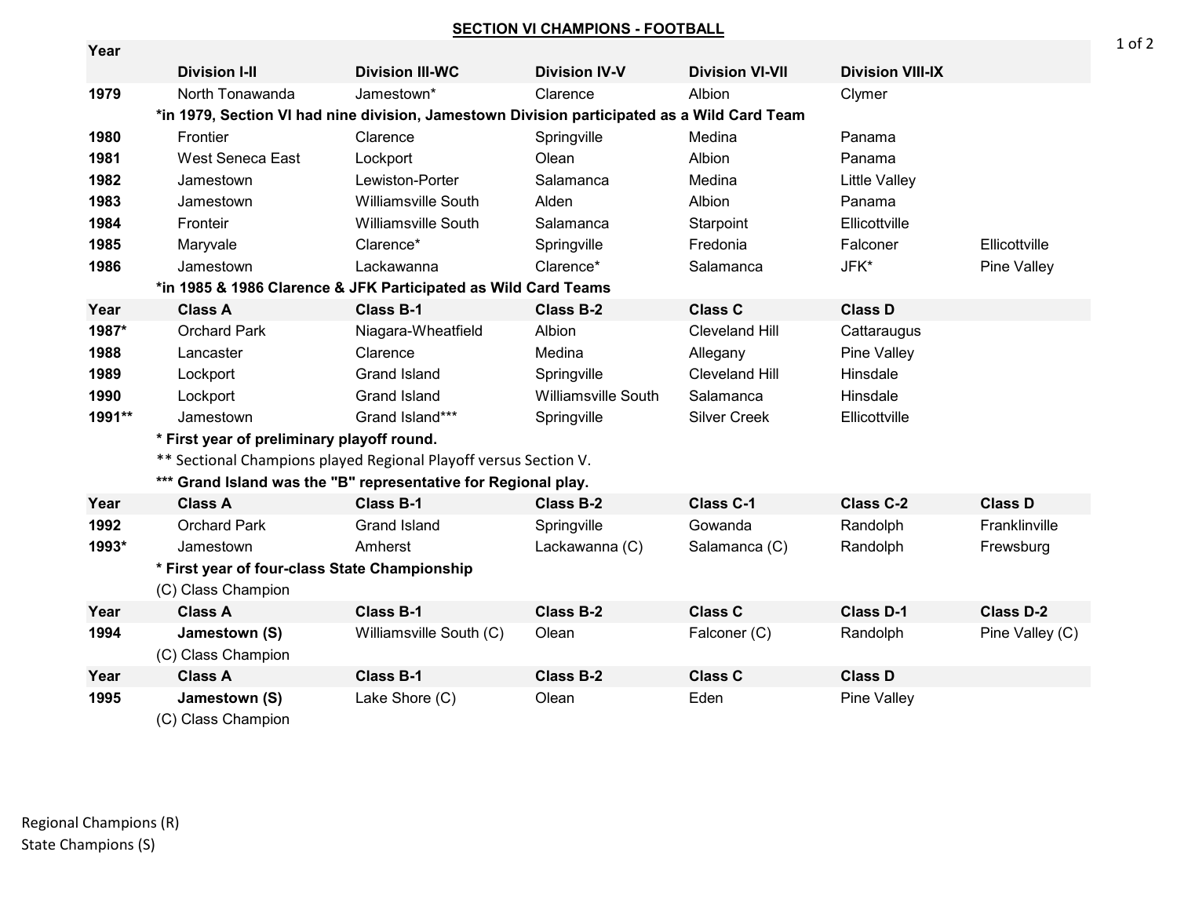## SECTION VI CHAMPIONS - FOOTBALL

| Year | Division I-II | Division III-WC | Division IV-V | Division VI-VII | Division VIII-IX | |
|---|---|---|---|---|---|---|
| 1979 | North Tonawanda | Jamestown* | Clarence | Albion | Clymer | |
| | **\*in 1979, Section VI had nine division, Jamestown Division participated as a Wild Card Team** | | | | | |
| 1980 | Frontier | Clarence | Springville | Medina | Panama | |
| 1981 | West Seneca East | Lockport | Olean | Albion | Panama | |
| 1982 | Jamestown | Lewiston-Porter | Salamanca | Medina | Little Valley | |
| 1983 | Jamestown | Williamsville South | Alden | Albion | Panama | |
| 1984 | Fronteir | Williamsville South | Salamanca | Starpoint | Ellicottville | |
| 1985 | Maryvale | Clarence* | Springville | Fredonia | Falconer | Ellicottville |
| 1986 | Jamestown | Lackawanna | Clarence* | Salamanca | JFK* | Pine Valley |
| | **\*in 1985 & 1986 Clarence & JFK Participated as Wild Card Teams** | | | | | |
| **Year** | **Class A** | **Class B-1** | **Class B-2** | **Class C** | **Class D** | |
| 1987* | Orchard Park | Niagara-Wheatfield | Albion | Cleveland Hill | Cattaraugus | |
| 1988 | Lancaster | Clarence | Medina | Allegany | Pine Valley | |
| 1989 | Lockport | Grand Island | Springville | Cleveland Hill | Hinsdale | |
| 1990 | Lockport | Grand Island | Williamsville South | Salamanca | Hinsdale | |
| 1991** | Jamestown | Grand Island*** | Springville | Silver Creek | Ellicottville | |
| | **\* First year of preliminary playoff round.** | | | | | |
| | \*\* Sectional Champions played Regional Playoff versus Section V. | | | | | |
| | **\*\*\* Grand Island was the "B" representative for Regional play.** | | | | | |
| **Year** | **Class A** | **Class B-1** | **Class B-2** | **Class C-1** | **Class C-2** | **Class D** |
| 1992 | Orchard Park | Grand Island | Springville | Gowanda | Randolph | Franklinville |
| 1993* | Jamestown | Amherst | Lackawanna (C) | Salamanca (C) | Randolph | Frewsburg |
| | **\* First year of four-class State Championship** | | | | | |
| | (C) Class Champion | | | | | |
| **Year** | **Class A** | **Class B-1** | **Class B-2** | **Class C** | **Class D-1** | **Class D-2** |
| 1994 | **Jamestown (S)** | Williamsville South (C) | Olean | Falconer (C) | Randolph | Pine Valley (C) |
| | (C) Class Champion | | | | | |
| **Year** | **Class A** | **Class B-1** | **Class B-2** | **Class C** | **Class D** | |
| 1995 | **Jamestown (S)** | Lake Shore (C) | Olean | Eden | Pine Valley | |
| | (C) Class Champion | | | | | |

Regional Champions (R)
State Champions (S)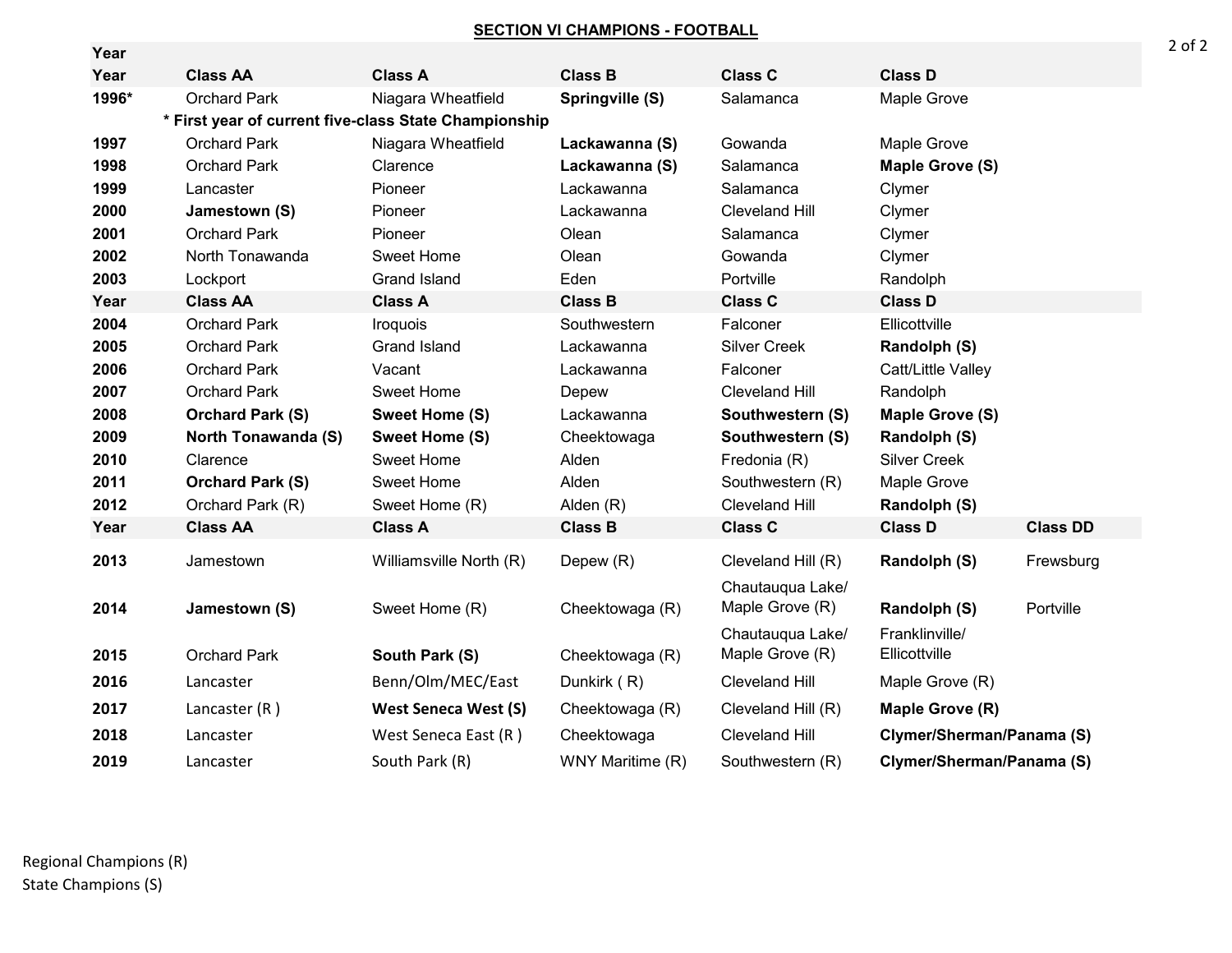## SECTION VI CHAMPIONS - FOOTBALL

| Year | Class AA | Class A | Class B | Class C | Class D | |
|---|---|---|---|---|---|---|
| Year | Class AA | Class A | Class B | Class C | Class D | |
| 1996* | Orchard Park | Niagara Wheatfield | **Springville (S)** | Salamanca | Maple Grove | |
| | * First year of current five-class State Championship | | | | | |
| 1997 | Orchard Park | Niagara Wheatfield | **Lackawanna (S)** | Gowanda | Maple Grove | |
| 1998 | Orchard Park | Clarence | **Lackawanna (S)** | Salamanca | **Maple Grove (S)** | |
| 1999 | Lancaster | Pioneer | Lackawanna | Salamanca | Clymer | |
| 2000 | **Jamestown (S)** | Pioneer | Lackawanna | Cleveland Hill | Clymer | |
| 2001 | Orchard Park | Pioneer | Olean | Salamanca | Clymer | |
| 2002 | North Tonawanda | Sweet Home | Olean | Gowanda | Clymer | |
| 2003 | Lockport | Grand Island | Eden | Portville | Randolph | |
| **Year** | **Class AA** | **Class A** | **Class B** | **Class C** | **Class D** | |
| 2004 | Orchard Park | Iroquois | Southwestern | Falconer | Ellicottville | |
| 2005 | Orchard Park | Grand Island | Lackawanna | Silver Creek | **Randolph (S)** | |
| 2006 | Orchard Park | Vacant | Lackawanna | Falconer | Catt/Little Valley | |
| 2007 | Orchard Park | Sweet Home | Depew | Cleveland Hill | Randolph | |
| 2008 | **Orchard Park (S)** | **Sweet Home (S)** | Lackawanna | **Southwestern (S)** | **Maple Grove (S)** | |
| 2009 | **North Tonawanda (S)** | **Sweet Home (S)** | Cheektowaga | **Southwestern (S)** | **Randolph (S)** | |
| 2010 | Clarence | Sweet Home | Alden | Fredonia (R) | Silver Creek | |
| 2011 | **Orchard Park (S)** | Sweet Home | Alden | Southwestern (R) | Maple Grove | |
| 2012 | Orchard Park (R) | Sweet Home (R) | Alden (R) | Cleveland Hill | **Randolph (S)** | |
| **Year** | **Class AA** | **Class A** | **Class B** | **Class C** | **Class D** | **Class DD** |
| 2013 | Jamestown | Williamsville North (R) | Depew (R) | Cleveland Hill (R) | **Randolph (S)** | Frewsburg |
| 2014 | **Jamestown (S)** | Sweet Home (R) | Cheektowaga (R) | Chautauqua Lake/ Maple Grove (R) | **Randolph (S)** | Portville |
| 2015 | Orchard Park | **South Park (S)** | Cheektowaga (R) | Chautauqua Lake/ Maple Grove (R) | Franklinville/ Ellicottville | |
| 2016 | Lancaster | Benn/Olm/MEC/East | Dunkirk ( R) | Cleveland Hill | Maple Grove (R) | |
| 2017 | Lancaster (R ) | **West Seneca West (S)** | Cheektowaga (R) | Cleveland Hill (R) | **Maple Grove (R)** | |
| 2018 | Lancaster | West Seneca East (R ) | Cheektowaga | Cleveland Hill | **Clymer/Sherman/Panama (S)** | |
| 2019 | Lancaster | South Park (R) | WNY Maritime (R) | Southwestern (R) | **Clymer/Sherman/Panama (S)** | |

Regional Champions (R)
State Champions (S)